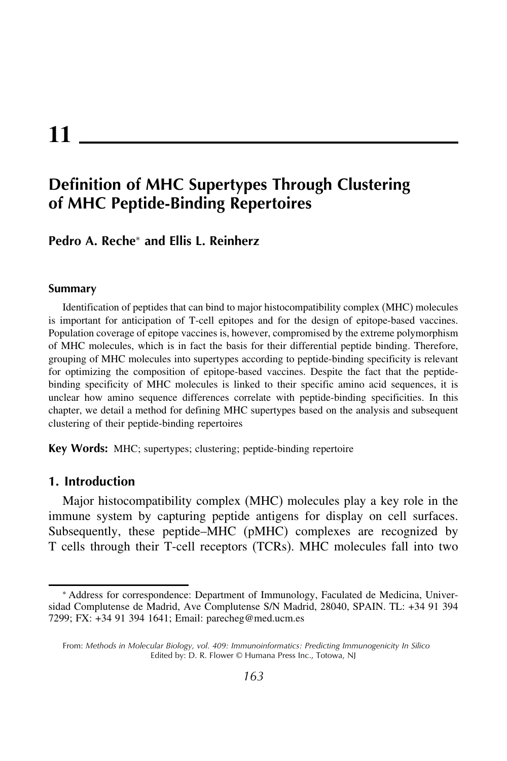# 11

## Definition of MHC Supertypes Through Clustering of MHC Peptide-Binding Repertoires

**Pedro A. Reche*** **and Ellis L. Reinherz**

### Summary

Identification of peptides that can bind to major histocompatibility complex (MHC) molecules is important for anticipation of T-cell epitopes and for the design of epitope-based vaccines. Population coverage of epitope vaccines is, however, compromised by the extreme polymorphism of MHC molecules, which is in fact the basis for their differential peptide binding. Therefore, grouping of MHC molecules into supertypes according to peptide-binding specificity is relevant for optimizing the composition of epitope-based vaccines. Despite the fact that the peptide-binding specificity of MHC molecules is linked to their specific amino acid sequences, it is unclear how amino sequence differences correlate with peptide-binding specificities. In this chapter, we detail a method for defining MHC supertypes based on the analysis and subsequent clustering of their peptide-binding repertoires

**Key Words:** MHC; supertypes; clustering; peptide-binding repertoire

## 1. Introduction

Major histocompatibility complex (MHC) molecules play a key role in the immune system by capturing peptide antigens for display on cell surfaces. Subsequently, these peptide–MHC (pMHC) complexes are recognized by T cells through their T-cell receptors (TCRs). MHC molecules fall into two

---

* Address for correspondence: Department of Immunology, Faculated de Medicina, Universidad Complutense de Madrid, Ave Complutense S/N Madrid, 28040, SPAIN. TL: +34 91 394 7299; FX: +34 91 394 1641; Email: parecheg@med.ucm.es

From: *Methods in Molecular Biology, vol. 409: Immunoinformatics: Predicting Immunogenicity In Silico*
Edited by: D. R. Flower © Humana Press Inc., Totowa, NJ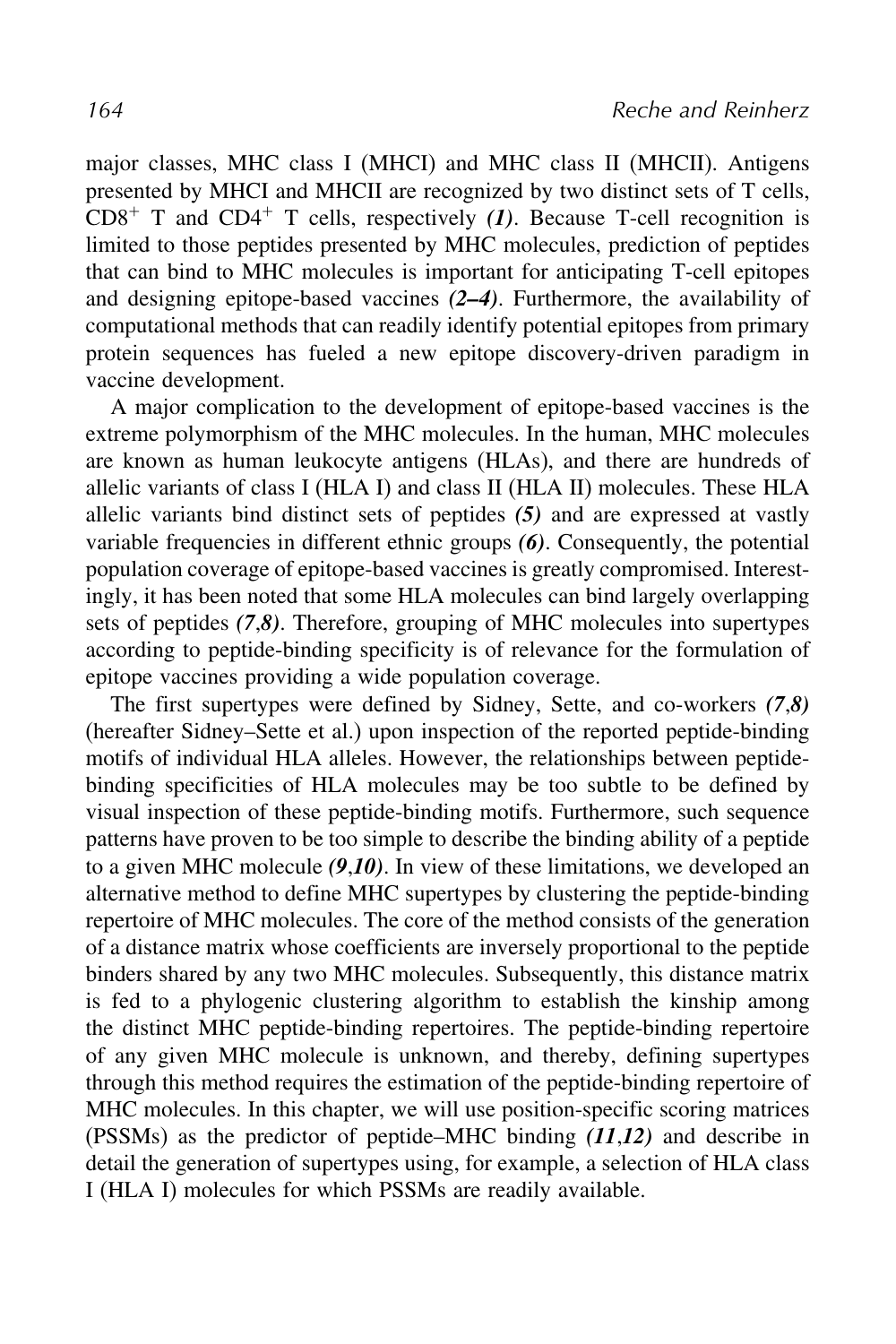major classes, MHC class I (MHCI) and MHC class II (MHCII). Antigens presented by MHCI and MHCII are recognized by two distinct sets of T cells, $CD8^+$ T and $CD4^+$ T cells, respectively ***(1)***. Because T-cell recognition is limited to those peptides presented by MHC molecules, prediction of peptides that can bind to MHC molecules is important for anticipating T-cell epitopes and designing epitope-based vaccines ***(2–4)***. Furthermore, the availability of computational methods that can readily identify potential epitopes from primary protein sequences has fueled a new epitope discovery-driven paradigm in vaccine development.

A major complication to the development of epitope-based vaccines is the extreme polymorphism of the MHC molecules. In the human, MHC molecules are known as human leukocyte antigens (HLAs), and there are hundreds of allelic variants of class I (HLA I) and class II (HLA II) molecules. These HLA allelic variants bind distinct sets of peptides ***(5)*** and are expressed at vastly variable frequencies in different ethnic groups ***(6)***. Consequently, the potential population coverage of epitope-based vaccines is greatly compromised. Interestingly, it has been noted that some HLA molecules can bind largely overlapping sets of peptides ***(7,8)***. Therefore, grouping of MHC molecules into supertypes according to peptide-binding specificity is of relevance for the formulation of epitope vaccines providing a wide population coverage.

The first supertypes were defined by Sidney, Sette, and co-workers ***(7,8)*** (hereafter Sidney–Sette et al.) upon inspection of the reported peptide-binding motifs of individual HLA alleles. However, the relationships between peptide-binding specificities of HLA molecules may be too subtle to be defined by visual inspection of these peptide-binding motifs. Furthermore, such sequence patterns have proven to be too simple to describe the binding ability of a peptide to a given MHC molecule ***(9,10)***. In view of these limitations, we developed an alternative method to define MHC supertypes by clustering the peptide-binding repertoire of MHC molecules. The core of the method consists of the generation of a distance matrix whose coefficients are inversely proportional to the peptide binders shared by any two MHC molecules. Subsequently, this distance matrix is fed to a phylogenic clustering algorithm to establish the kinship among the distinct MHC peptide-binding repertoires. The peptide-binding repertoire of any given MHC molecule is unknown, and thereby, defining supertypes through this method requires the estimation of the peptide-binding repertoire of MHC molecules. In this chapter, we will use position-specific scoring matrices (PSSMs) as the predictor of peptide–MHC binding ***(11,12)*** and describe in detail the generation of supertypes using, for example, a selection of HLA class I (HLA I) molecules for which PSSMs are readily available.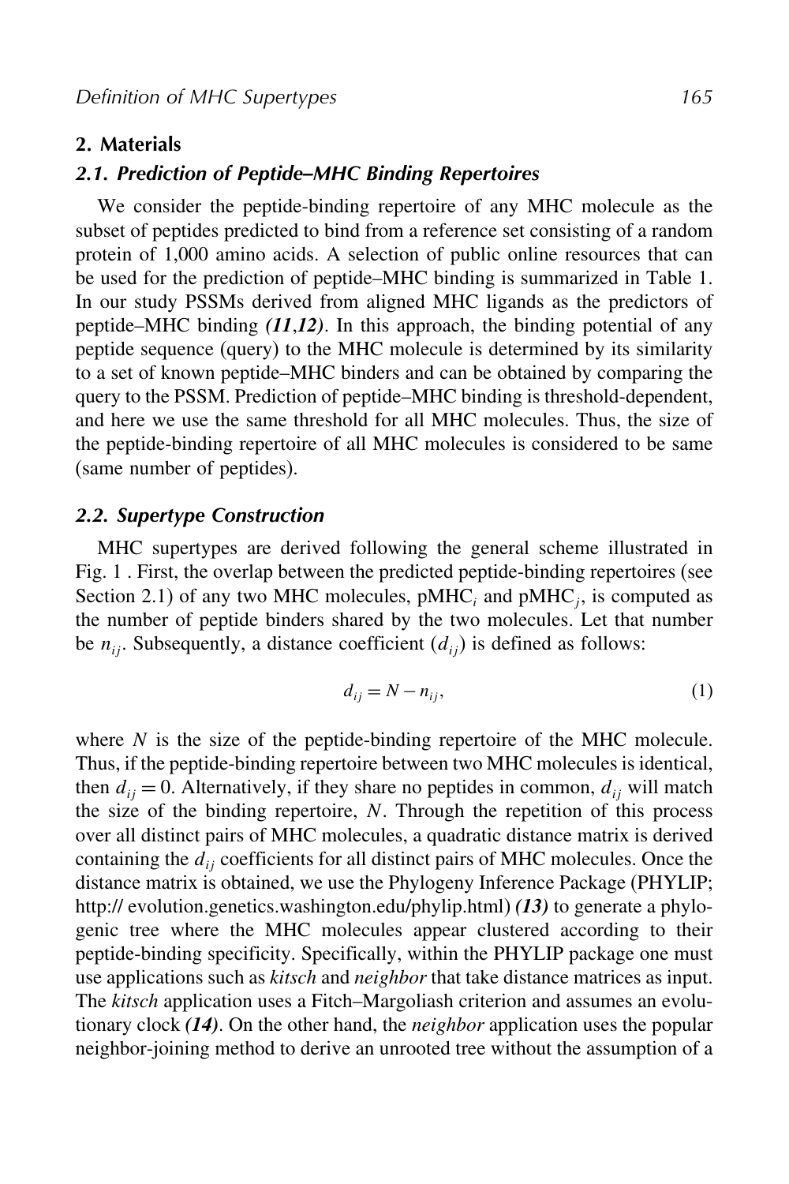## 2. Materials

### 2.1. Prediction of Peptide–MHC Binding Repertoires

We consider the peptide-binding repertoire of any MHC molecule as the subset of peptides predicted to bind from a reference set consisting of a random protein of 1,000 amino acids. A selection of public online resources that can be used for the prediction of peptide–MHC binding is summarized in Table 1. In our study PSSMs derived from aligned MHC ligands as the predictors of peptide–MHC binding ***(11,12)***. In this approach, the binding potential of any peptide sequence (query) to the MHC molecule is determined by its similarity to a set of known peptide–MHC binders and can be obtained by comparing the query to the PSSM. Prediction of peptide–MHC binding is threshold-dependent, and here we use the same threshold for all MHC molecules. Thus, the size of the peptide-binding repertoire of all MHC molecules is considered to be same (same number of peptides).

### 2.2. Supertype Construction

MHC supertypes are derived following the general scheme illustrated in Fig. 1 . First, the overlap between the predicted peptide-binding repertoires (see Section 2.1) of any two MHC molecules, $\text{pMHC}_i$ and $\text{pMHC}_j$, is computed as the number of peptide binders shared by the two molecules. Let that number be $n_{ij}$. Subsequently, a distance coefficient ($d_{ij}$) is defined as follows:

$$d_{ij} = N - n_{ij}, \tag{1}$$

where $N$ is the size of the peptide-binding repertoire of the MHC molecule. Thus, if the peptide-binding repertoire between two MHC molecules is identical, then $d_{ij} = 0$. Alternatively, if they share no peptides in common, $d_{ij}$ will match the size of the binding repertoire, $N$. Through the repetition of this process over all distinct pairs of MHC molecules, a quadratic distance matrix is derived containing the $d_{ij}$ coefficients for all distinct pairs of MHC molecules. Once the distance matrix is obtained, we use the Phylogeny Inference Package (PHYLIP; http:// evolution.genetics.washington.edu/phylip.html) ***(13)*** to generate a phylogenic tree where the MHC molecules appear clustered according to their peptide-binding specificity. Specifically, within the PHYLIP package one must use applications such as *kitsch* and *neighbor* that take distance matrices as input. The *kitsch* application uses a Fitch–Margoliash criterion and assumes an evolutionary clock ***(14)***. On the other hand, the *neighbor* application uses the popular neighbor-joining method to derive an unrooted tree without the assumption of a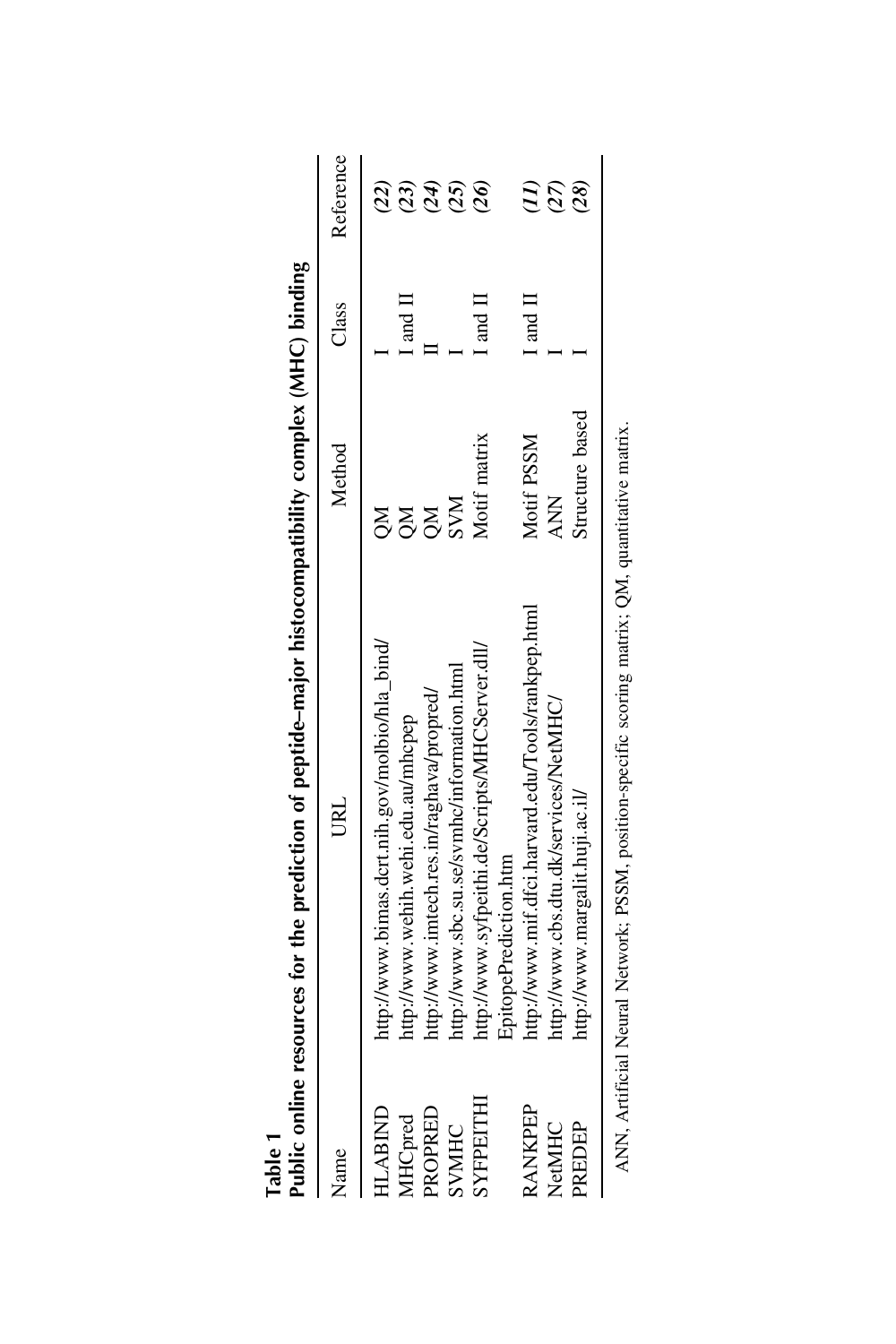**Table 1**
**Public online resources for the prediction of peptide–major histocompatibility complex (MHC) binding**

| Name | URL | Method | Class | Reference |
|---|---|---|---|---|
| HLABIND | http://www.bimas.dcrt.nih.gov/molbio/hla_bind/ | QM | I | *(22)* |
| MHCpred | http://www.wehih.wehi.edu.au/mhcpep | QM | I and II | *(23)* |
| PROPRED | http://www.imtech.res.in/raghava/propred/ | QM | II | *(24)* |
| SVMHC | http://www.sbc.su.se/svmhc/information.html | SVM | I | *(25)* |
| SYFPEITHI | http://www.syfpeithi.de/Scripts/MHCServer.dll/EpitopePrediction.htm | Motif matrix | I and II | *(26)* |
| RANKPEP | http://www.mif.dfci.harvard.edu/Tools/rankpep.html | Motif PSSM | I and II | *(11)* |
| NetMHC | http://www.cbs.dtu.dk/services/NetMHC/ | ANN | I | *(27)* |
| PREDEP | http://www.margalit.huji.ac.il/ | Structure based | I | *(28)* |

ANN, Artificial Neural Network; PSSM, position-specific scoring matrix; QM, quantitative matrix.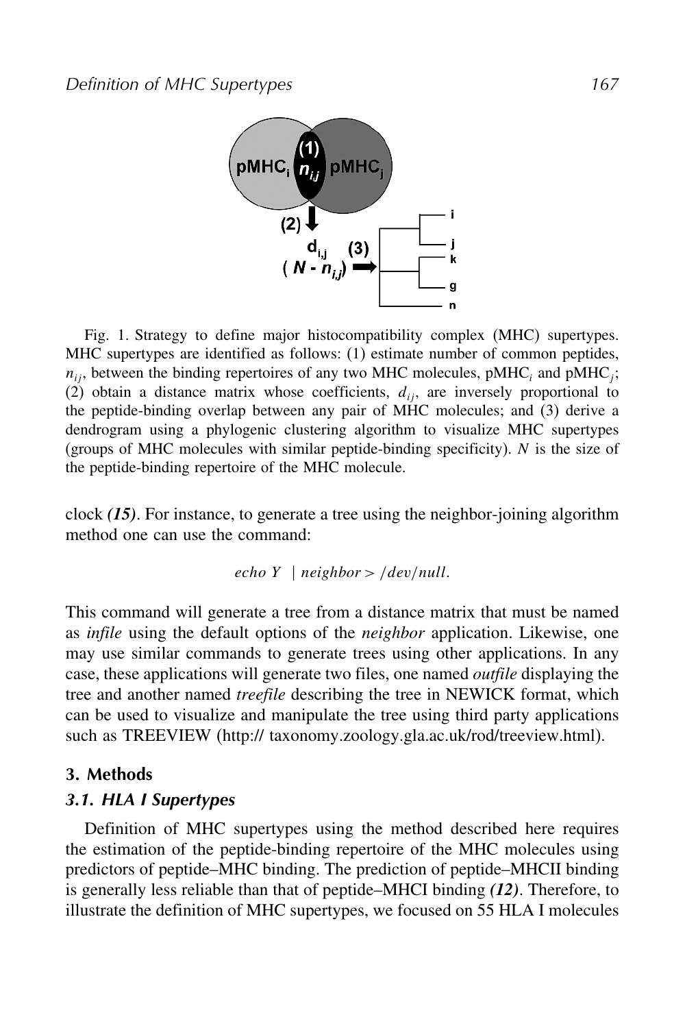Fig. 1. Strategy to define major histocompatibility complex (MHC) supertypes. MHC supertypes are identified as follows: (1) estimate number of common peptides, $n_{ij}$, between the binding repertoires of any two MHC molecules, $pMHC_i$ and $pMHC_j$; (2) obtain a distance matrix whose coefficients, $d_{ij}$, are inversely proportional to the peptide-binding overlap between any pair of MHC molecules; and (3) derive a dendrogram using a phylogenic clustering algorithm to visualize MHC supertypes (groups of MHC molecules with similar peptide-binding specificity). $N$ is the size of the peptide-binding repertoire of the MHC molecule.

clock ***(15)***. For instance, to generate a tree using the neighbor-joining algorithm method one can use the command:

*echo Y | neighbor > /dev/null.*

This command will generate a tree from a distance matrix that must be named as *infile* using the default options of the *neighbor* application. Likewise, one may use similar commands to generate trees using other applications. In any case, these applications will generate two files, one named *outfile* displaying the tree and another named *treefile* describing the tree in NEWICK format, which can be used to visualize and manipulate the tree using third party applications such as TREEVIEW (http:// taxonomy.zoology.gla.ac.uk/rod/treeview.html).

## 3. Methods

### *3.1. HLA I Supertypes*

Definition of MHC supertypes using the method described here requires the estimation of the peptide-binding repertoire of the MHC molecules using predictors of peptide–MHC binding. The prediction of peptide–MHCII binding is generally less reliable than that of peptide–MHCI binding ***(12)***. Therefore, to illustrate the definition of MHC supertypes, we focused on 55 HLA I molecules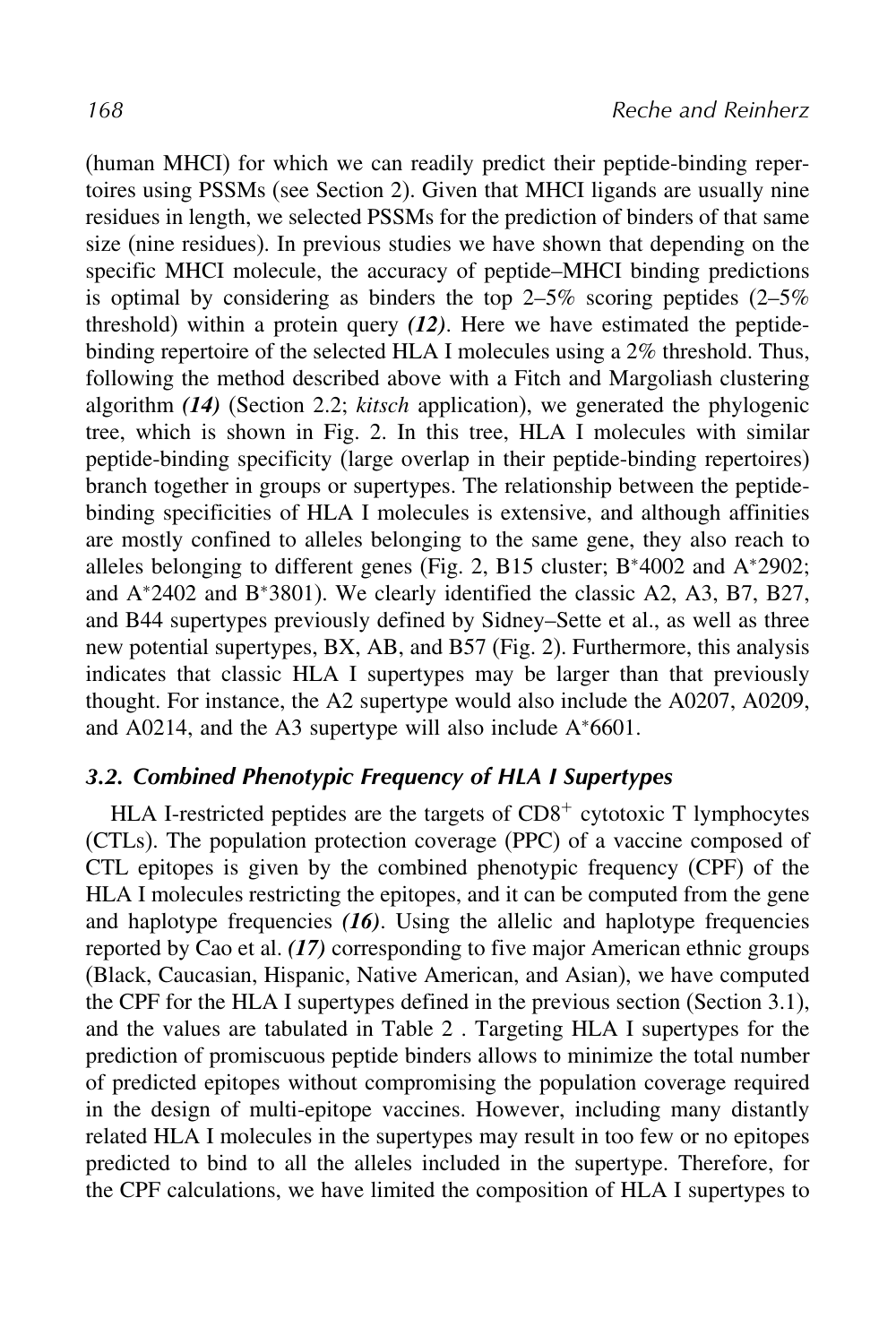(human MHCI) for which we can readily predict their peptide-binding repertoires using PSSMs (see Section 2). Given that MHCI ligands are usually nine residues in length, we selected PSSMs for the prediction of binders of that same size (nine residues). In previous studies we have shown that depending on the specific MHCI molecule, the accuracy of peptide–MHCI binding predictions is optimal by considering as binders the top 2–5% scoring peptides (2–5% threshold) within a protein query ***(12)***. Here we have estimated the peptide-binding repertoire of the selected HLA I molecules using a 2% threshold. Thus, following the method described above with a Fitch and Margoliash clustering algorithm ***(14)*** (Section 2.2; *kitsch* application), we generated the phylogenic tree, which is shown in Fig. 2. In this tree, HLA I molecules with similar peptide-binding specificity (large overlap in their peptide-binding repertoires) branch together in groups or supertypes. The relationship between the peptide-binding specificities of HLA I molecules is extensive, and although affinities are mostly confined to alleles belonging to the same gene, they also reach to alleles belonging to different genes (Fig. 2, B15 cluster; B*4002 and A*2902; and A*2402 and B*3801). We clearly identified the classic A2, A3, B7, B27, and B44 supertypes previously defined by Sidney–Sette et al., as well as three new potential supertypes, BX, AB, and B57 (Fig. 2). Furthermore, this analysis indicates that classic HLA I supertypes may be larger than that previously thought. For instance, the A2 supertype would also include the A0207, A0209, and A0214, and the A3 supertype will also include A*6601.

### 3.2. Combined Phenotypic Frequency of HLA I Supertypes

HLA I-restricted peptides are the targets of $CD8^{+}$ cytotoxic T lymphocytes (CTLs). The population protection coverage (PPC) of a vaccine composed of CTL epitopes is given by the combined phenotypic frequency (CPF) of the HLA I molecules restricting the epitopes, and it can be computed from the gene and haplotype frequencies ***(16)***. Using the allelic and haplotype frequencies reported by Cao et al. ***(17)*** corresponding to five major American ethnic groups (Black, Caucasian, Hispanic, Native American, and Asian), we have computed the CPF for the HLA I supertypes defined in the previous section (Section 3.1), and the values are tabulated in Table 2 . Targeting HLA I supertypes for the prediction of promiscuous peptide binders allows to minimize the total number of predicted epitopes without compromising the population coverage required in the design of multi-epitope vaccines. However, including many distantly related HLA I molecules in the supertypes may result in too few or no epitopes predicted to bind to all the alleles included in the supertype. Therefore, for the CPF calculations, we have limited the composition of HLA I supertypes to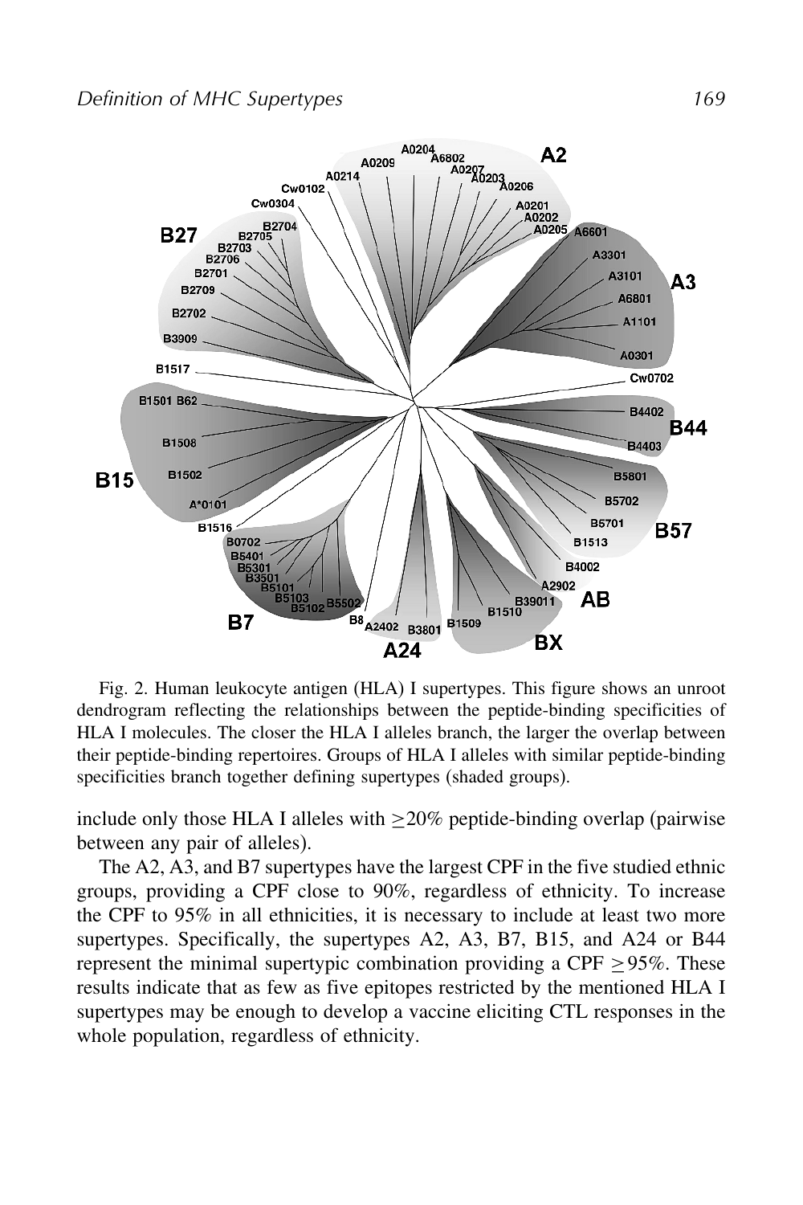Fig. 2. Human leukocyte antigen (HLA) I supertypes. This figure shows an unroot dendrogram reflecting the relationships between the peptide-binding specificities of HLA I molecules. The closer the HLA I alleles branch, the larger the overlap between their peptide-binding repertoires. Groups of HLA I alleles with similar peptide-binding specificities branch together defining supertypes (shaded groups).

include only those HLA I alleles with $\geq$20% peptide-binding overlap (pairwise between any pair of alleles).

The A2, A3, and B7 supertypes have the largest CPF in the five studied ethnic groups, providing a CPF close to 90%, regardless of ethnicity. To increase the CPF to 95% in all ethnicities, it is necessary to include at least two more supertypes. Specifically, the supertypes A2, A3, B7, B15, and A24 or B44 represent the minimal supertypic combination providing a CPF $\geq$95%. These results indicate that as few as five epitopes restricted by the mentioned HLA I supertypes may be enough to develop a vaccine eliciting CTL responses in the whole population, regardless of ethnicity.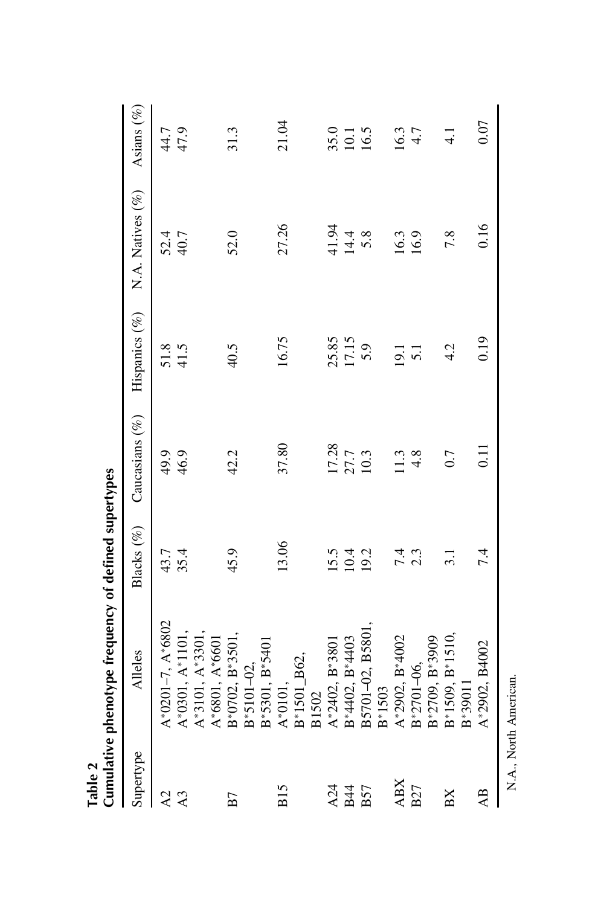**Table 2**
**Cumulative phenotype frequency of defined supertypes**

| Supertype | Alleles | Blacks (%) | Caucasians (%) | Hispanics (%) | N.A. Natives (%) | Asians (%) |
|---|---|---|---|---|---|---|
| A2 | A*0201–7, A*6802 | 43.7 | 49.9 | 51.8 | 52.4 | 44.7 |
| A3 | A*0301, A*1101, A*3101, A*3301, A*6801, A*6601 | 35.4 | 46.9 | 41.5 | 40.7 | 47.9 |
| B7 | B*0702, B*3501, B*5101–02, B*5301, B*5401 | 45.9 | 42.2 | 40.5 | 52.0 | 31.3 |
| B15 | A*0101, B*1501_B62, B1502 | 13.06 | 37.80 | 16.75 | 27.26 | 21.04 |
| A24 | A*2402, B*3801 | 15.5 | 17.28 | 25.85 | 41.94 | 35.0 |
| B44 | B*4402, B*4403 | 10.4 | 27.7 | 17.15 | 14.4 | 10.1 |
| B57 | B5701–02, B5801, B*1503 | 19.2 | 10.3 | 5.9 | 5.8 | 16.5 |
| ABX | A*2902, B*4002 | 7.4 | 11.3 | 19.1 | 16.3 | 16.3 |
| B27 | B*2701–06, B*2709, B*3909 | 2.3 | 4.8 | 5.1 | 16.9 | 4.7 |
| BX | B*1509, B*1510, B*39011 | 3.1 | 0.7 | 4.2 | 7.8 | 4.1 |
| AB | A*2902, B4002 | 7.4 | 0.11 | 0.19 | 0.16 | 0.07 |

N.A., North American.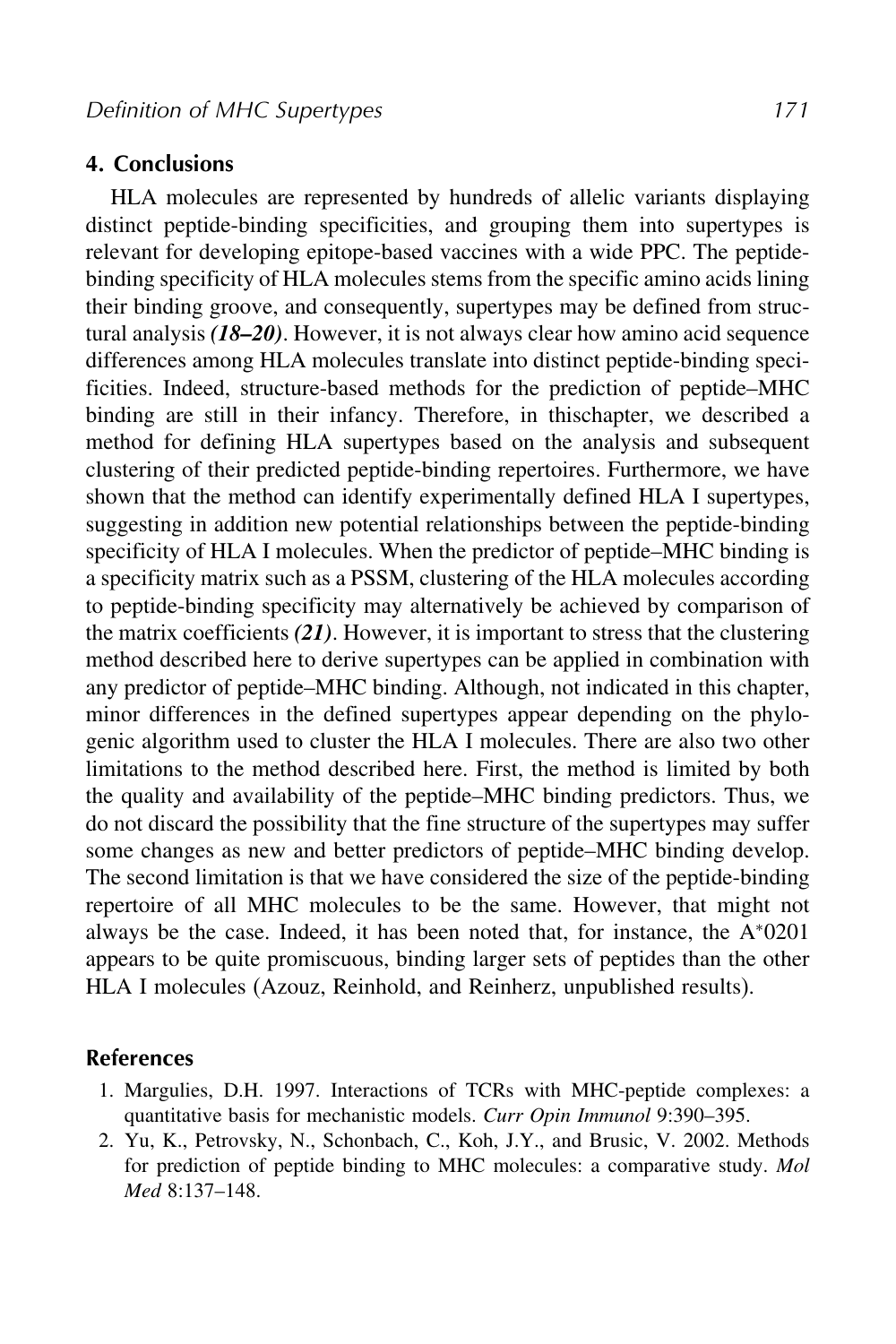## 4. Conclusions

HLA molecules are represented by hundreds of allelic variants displaying distinct peptide-binding specificities, and grouping them into supertypes is relevant for developing epitope-based vaccines with a wide PPC. The peptide-binding specificity of HLA molecules stems from the specific amino acids lining their binding groove, and consequently, supertypes may be defined from structural analysis ***(18–20)***. However, it is not always clear how amino acid sequence differences among HLA molecules translate into distinct peptide-binding specificities. Indeed, structure-based methods for the prediction of peptide–MHC binding are still in their infancy. Therefore, in thischapter, we described a method for defining HLA supertypes based on the analysis and subsequent clustering of their predicted peptide-binding repertoires. Furthermore, we have shown that the method can identify experimentally defined HLA I supertypes, suggesting in addition new potential relationships between the peptide-binding specificity of HLA I molecules. When the predictor of peptide–MHC binding is a specificity matrix such as a PSSM, clustering of the HLA molecules according to peptide-binding specificity may alternatively be achieved by comparison of the matrix coefficients ***(21)***. However, it is important to stress that the clustering method described here to derive supertypes can be applied in combination with any predictor of peptide–MHC binding. Although, not indicated in this chapter, minor differences in the defined supertypes appear depending on the phylogenic algorithm used to cluster the HLA I molecules. There are also two other limitations to the method described here. First, the method is limited by both the quality and availability of the peptide–MHC binding predictors. Thus, we do not discard the possibility that the fine structure of the supertypes may suffer some changes as new and better predictors of peptide–MHC binding develop. The second limitation is that we have considered the size of the peptide-binding repertoire of all MHC molecules to be the same. However, that might not always be the case. Indeed, it has been noted that, for instance, the A*0201 appears to be quite promiscuous, binding larger sets of peptides than the other HLA I molecules (Azouz, Reinhold, and Reinherz, unpublished results).

## References

1. Margulies, D.H. 1997. Interactions of TCRs with MHC-peptide complexes: a quantitative basis for mechanistic models. *Curr Opin Immunol* 9:390–395.
2. Yu, K., Petrovsky, N., Schonbach, C., Koh, J.Y., and Brusic, V. 2002. Methods for prediction of peptide binding to MHC molecules: a comparative study. *Mol Med* 8:137–148.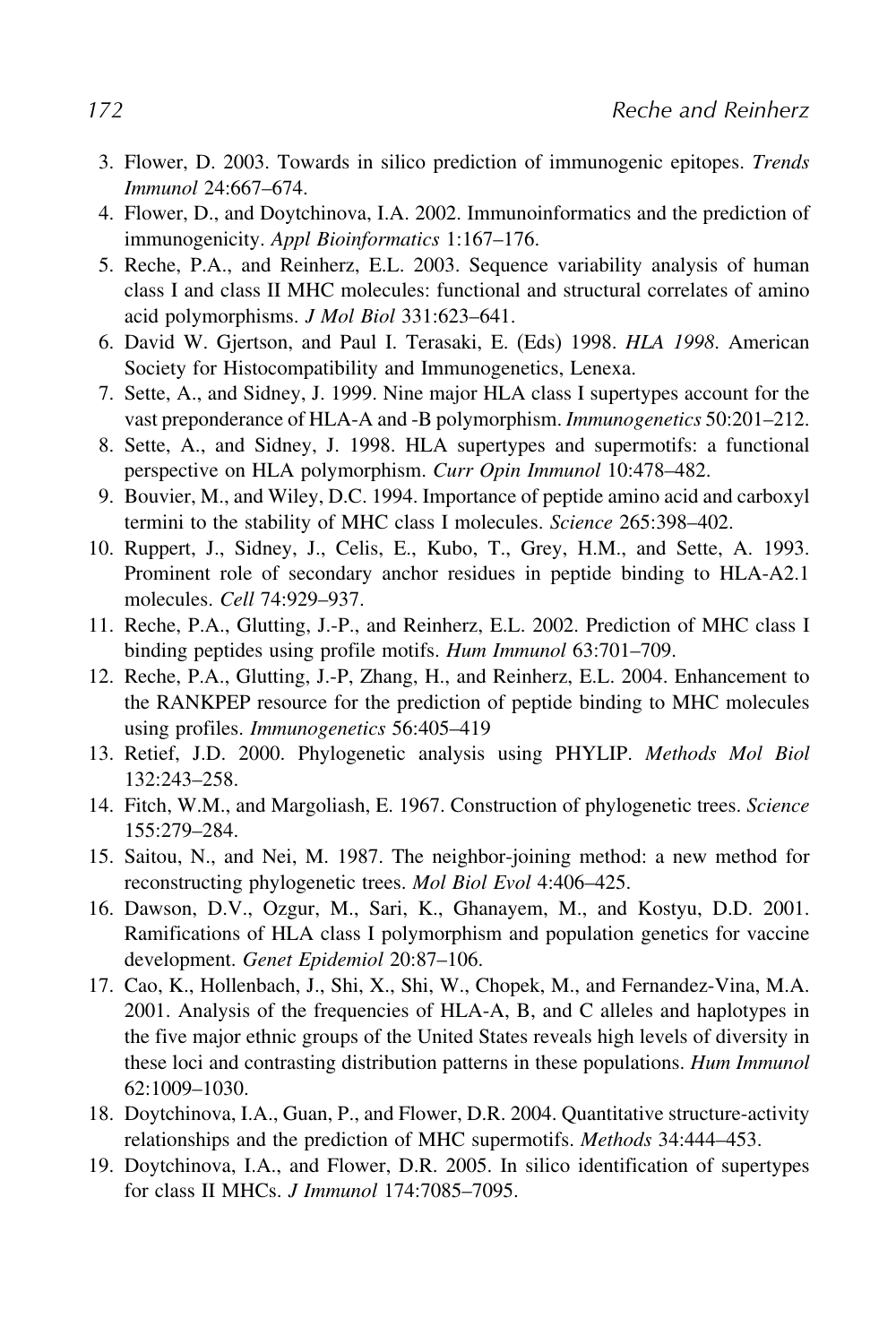3. Flower, D. 2003. Towards in silico prediction of immunogenic epitopes. *Trends Immunol* 24:667–674.
4. Flower, D., and Doytchinova, I.A. 2002. Immunoinformatics and the prediction of immunogenicity. *Appl Bioinformatics* 1:167–176.
5. Reche, P.A., and Reinherz, E.L. 2003. Sequence variability analysis of human class I and class II MHC molecules: functional and structural correlates of amino acid polymorphisms. *J Mol Biol* 331:623–641.
6. David W. Gjertson, and Paul I. Terasaki, E. (Eds) 1998. *HLA 1998*. American Society for Histocompatibility and Immunogenetics, Lenexa.
7. Sette, A., and Sidney, J. 1999. Nine major HLA class I supertypes account for the vast preponderance of HLA-A and -B polymorphism. *Immunogenetics* 50:201–212.
8. Sette, A., and Sidney, J. 1998. HLA supertypes and supermotifs: a functional perspective on HLA polymorphism. *Curr Opin Immunol* 10:478–482.
9. Bouvier, M., and Wiley, D.C. 1994. Importance of peptide amino acid and carboxyl termini to the stability of MHC class I molecules. *Science* 265:398–402.
10. Ruppert, J., Sidney, J., Celis, E., Kubo, T., Grey, H.M., and Sette, A. 1993. Prominent role of secondary anchor residues in peptide binding to HLA-A2.1 molecules. *Cell* 74:929–937.
11. Reche, P.A., Glutting, J.-P., and Reinherz, E.L. 2002. Prediction of MHC class I binding peptides using profile motifs. *Hum Immunol* 63:701–709.
12. Reche, P.A., Glutting, J.-P, Zhang, H., and Reinherz, E.L. 2004. Enhancement to the RANKPEP resource for the prediction of peptide binding to MHC molecules using profiles. *Immunogenetics* 56:405–419
13. Retief, J.D. 2000. Phylogenetic analysis using PHYLIP. *Methods Mol Biol* 132:243–258.
14. Fitch, W.M., and Margoliash, E. 1967. Construction of phylogenetic trees. *Science* 155:279–284.
15. Saitou, N., and Nei, M. 1987. The neighbor-joining method: a new method for reconstructing phylogenetic trees. *Mol Biol Evol* 4:406–425.
16. Dawson, D.V., Ozgur, M., Sari, K., Ghanayem, M., and Kostyu, D.D. 2001. Ramifications of HLA class I polymorphism and population genetics for vaccine development. *Genet Epidemiol* 20:87–106.
17. Cao, K., Hollenbach, J., Shi, X., Shi, W., Chopek, M., and Fernandez-Vina, M.A. 2001. Analysis of the frequencies of HLA-A, B, and C alleles and haplotypes in the five major ethnic groups of the United States reveals high levels of diversity in these loci and contrasting distribution patterns in these populations. *Hum Immunol* 62:1009–1030.
18. Doytchinova, I.A., Guan, P., and Flower, D.R. 2004. Quantitative structure-activity relationships and the prediction of MHC supermotifs. *Methods* 34:444–453.
19. Doytchinova, I.A., and Flower, D.R. 2005. In silico identification of supertypes for class II MHCs. *J Immunol* 174:7085–7095.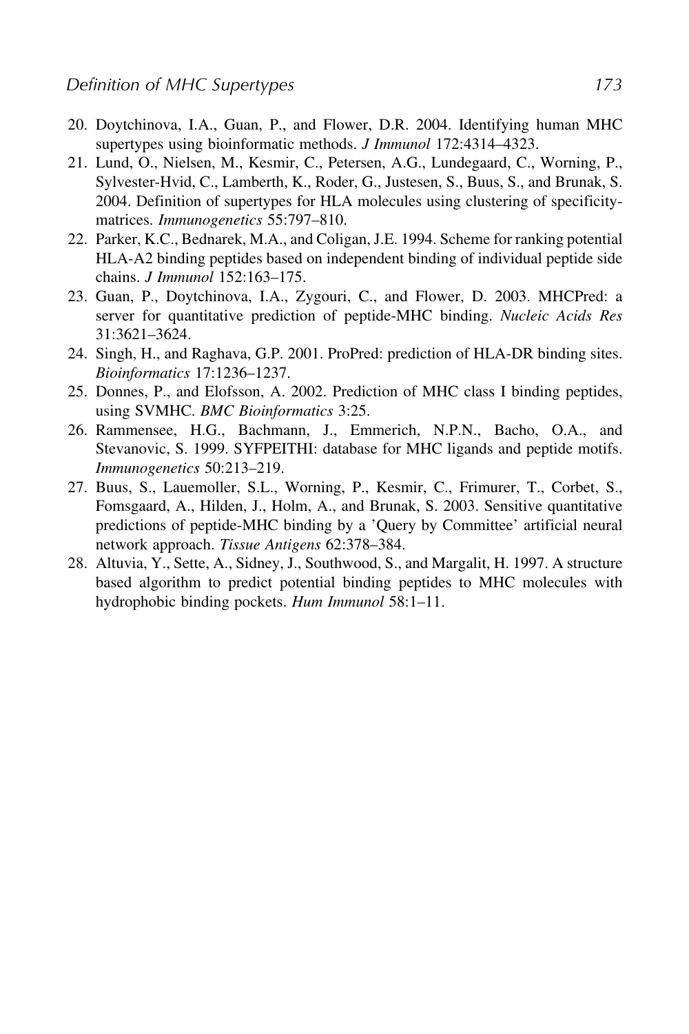20. Doytchinova, I.A., Guan, P., and Flower, D.R. 2004. Identifying human MHC supertypes using bioinformatic methods. *J Immunol* 172:4314–4323.
21. Lund, O., Nielsen, M., Kesmir, C., Petersen, A.G., Lundegaard, C., Worning, P., Sylvester-Hvid, C., Lamberth, K., Roder, G., Justesen, S., Buus, S., and Brunak, S. 2004. Definition of supertypes for HLA molecules using clustering of specificity-matrices. *Immunogenetics* 55:797–810.
22. Parker, K.C., Bednarek, M.A., and Coligan, J.E. 1994. Scheme for ranking potential HLA-A2 binding peptides based on independent binding of individual peptide side chains. *J Immunol* 152:163–175.
23. Guan, P., Doytchinova, I.A., Zygouri, C., and Flower, D. 2003. MHCPred: a server for quantitative prediction of peptide-MHC binding. *Nucleic Acids Res* 31:3621–3624.
24. Singh, H., and Raghava, G.P. 2001. ProPred: prediction of HLA-DR binding sites. *Bioinformatics* 17:1236–1237.
25. Donnes, P., and Elofsson, A. 2002. Prediction of MHC class I binding peptides, using SVMHC. *BMC Bioinformatics* 3:25.
26. Rammensee, H.G., Bachmann, J., Emmerich, N.P.N., Bacho, O.A., and Stevanovic, S. 1999. SYFPEITHI: database for MHC ligands and peptide motifs. *Immunogenetics* 50:213–219.
27. Buus, S., Lauemoller, S.L., Worning, P., Kesmir, C., Frimurer, T., Corbet, S., Fomsgaard, A., Hilden, J., Holm, A., and Brunak, S. 2003. Sensitive quantitative predictions of peptide-MHC binding by a 'Query by Committee' artificial neural network approach. *Tissue Antigens* 62:378–384.
28. Altuvia, Y., Sette, A., Sidney, J., Southwood, S., and Margalit, H. 1997. A structure based algorithm to predict potential binding peptides to MHC molecules with hydrophobic binding pockets. *Hum Immunol* 58:1–11.